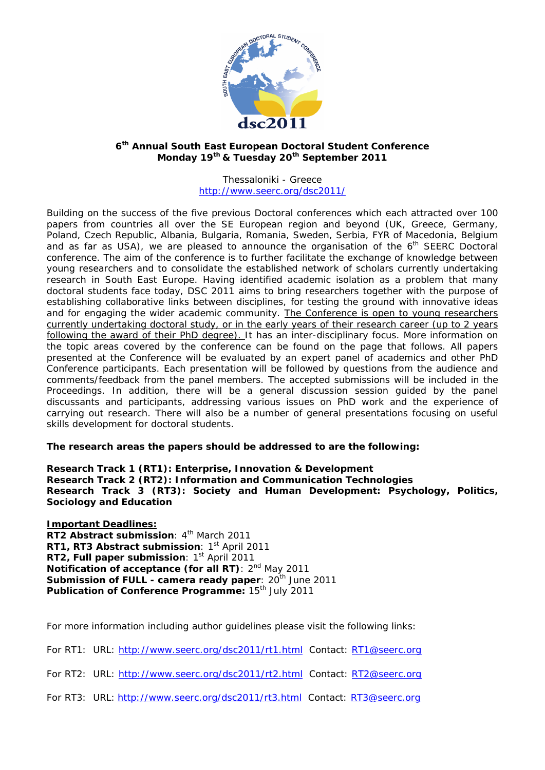## 6th Annual South East European Doctoral Student Conference
## Monday 19th & Tuesday 20th September 2011

Thessaloniki - Greece
http://www.seerc.org/dsc2011/

Building on the success of the five previous Doctoral conferences which each attracted over 100 papers from countries all over the SE European region and beyond (UK, Greece, Germany, Poland, Czech Republic, Albania, Bulgaria, Romania, Sweden, Serbia, FYR of Macedonia, Belgium and as far as USA), we are pleased to announce the organisation of the 6th SEERC Doctoral conference. The aim of the conference is to further facilitate the exchange of knowledge between young researchers and to consolidate the established network of scholars currently undertaking research in South East Europe. Having identified academic isolation as a problem that many doctoral students face today, DSC 2011 aims to bring researchers together with the purpose of establishing collaborative links between disciplines, for testing the ground with innovative ideas and for engaging the wider academic community. The Conference is open to young researchers currently undertaking doctoral study, or in the early years of their research career (up to 2 years following the award of their PhD degree). It has an inter-disciplinary focus. More information on the topic areas covered by the conference can be found on the page that follows. All papers presented at the Conference will be evaluated by an expert panel of academics and other PhD Conference participants. Each presentation will be followed by questions from the audience and comments/feedback from the panel members. The accepted submissions will be included in the Proceedings. In addition, there will be a general discussion session guided by the panel discussants and participants, addressing various issues on PhD work and the experience of carrying out research. There will also be a number of general presentations focusing on useful skills development for doctoral students.

**The research areas the papers should be addressed to are the following:**

**Research Track 1 (RT1): Enterprise, Innovation & Development**
**Research Track 2 (RT2): Information and Communication Technologies**
**Research Track 3 (RT3): Society and Human Development: Psychology, Politics, Sociology and Education**

**Important Deadlines:**
**RT2 Abstract submission**: 4th March 2011
**RT1, RT3 Abstract submission**: 1st April 2011
**RT2, Full paper submission**: 1st April 2011
**Notification of acceptance (for all RT)**: 2nd May 2011
**Submission of FULL - camera ready paper**: 20th June 2011
**Publication of Conference Programme:** 15th July 2011

For more information including author guidelines please visit the following links:

For RT1: URL: http://www.seerc.org/dsc2011/rt1.html Contact: RT1@seerc.org

For RT2: URL: http://www.seerc.org/dsc2011/rt2.html Contact: RT2@seerc.org

For RT3: URL: http://www.seerc.org/dsc2011/rt3.html Contact: RT3@seerc.org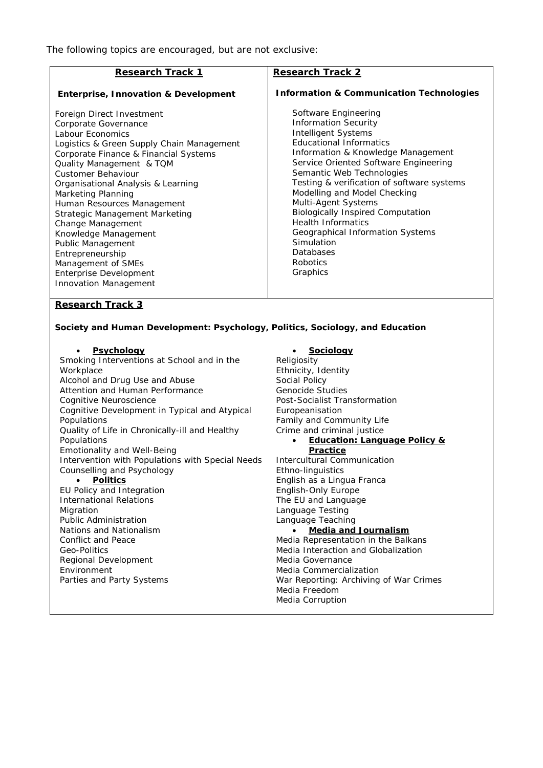The following topics are encouraged, but are not exclusive:

## Research Track 1

**Enterprise, Innovation & Development**

Foreign Direct Investment
Corporate Governance
Labour Economics
Logistics & Green Supply Chain Management
Corporate Finance & Financial Systems
Quality Management & TQM
Customer Behaviour
Organisational Analysis & Learning
Marketing Planning
Human Resources Management
Strategic Management Marketing
Change Management
Knowledge Management
Public Management
Entrepreneurship
Management of SMEs
Enterprise Development
Innovation Management

## Research Track 2

**Information & Communication Technologies**

Software Engineering
Information Security
Intelligent Systems
Educational Informatics
Information & Knowledge Management
Service Oriented Software Engineering
Semantic Web Technologies
Testing & verification of software systems
Modelling and Model Checking
Multi-Agent Systems
Biologically Inspired Computation
Health Informatics
Geographical Information Systems
Simulation
Databases
Robotics
Graphics

## Research Track 3

**Society and Human Development: Psychology, Politics, Sociology, and Education**

- **Psychology**

Smoking Interventions at School and in the Workplace
Alcohol and Drug Use and Abuse
Attention and Human Performance
Cognitive Neuroscience
Cognitive Development in Typical and Atypical Populations
Quality of Life in Chronically-ill and Healthy Populations
Emotionality and Well-Being
Intervention with Populations with Special Needs
Counselling and Psychology

- **Politics**

EU Policy and Integration
International Relations
Migration
Public Administration
Nations and Nationalism
Conflict and Peace
Geo-Politics
Regional Development
Environment
Parties and Party Systems

- **Sociology**

Religiosity
Ethnicity, Identity
Social Policy
Genocide Studies
Post-Socialist Transformation
Europeanisation
Family and Community Life
Crime and criminal justice

- **Education: Language Policy & Practice**

Intercultural Communication
Ethno-linguistics
English as a Lingua Franca
English-Only Europe
The EU and Language
Language Testing
Language Teaching

- **Media and Journalism**

Media Representation in the Balkans
Media Interaction and Globalization
Media Governance
Media Commercialization
War Reporting: Archiving of War Crimes
Media Freedom
Media Corruption